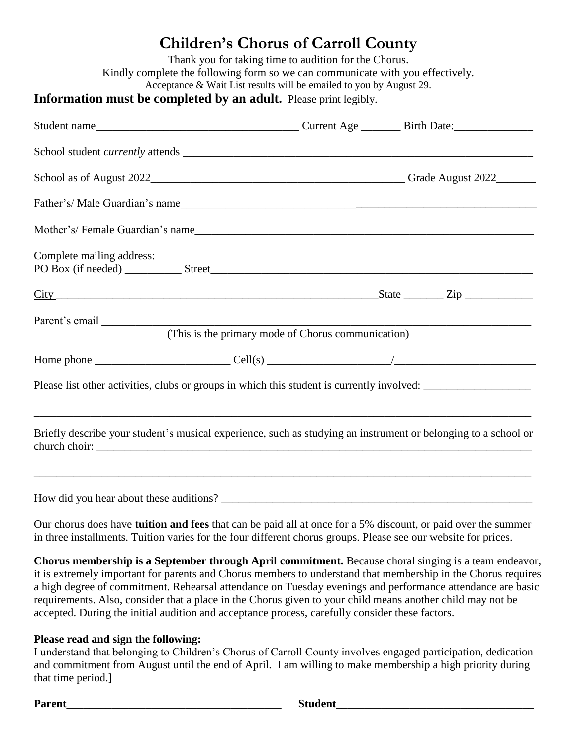# Children's Chorus of Carroll County

Thank you for taking time to audition for the Chorus.
Kindly complete the following form so we can communicate with you effectively.
Acceptance & Wait List results will be emailed to you by August 29.

**Information must be completed by an adult.** Please print legibly.

Student name___________________________________ Current Age _______ Birth Date:______________

School student *currently* attends ______________________________________________________________

School as of August 2022_____________________________________________ Grade August 2022_______

Father's/ Male Guardian's name_______________________________________________________________

Mother's/ Female Guardian's name_____________________________________________________________

Complete mailing address:
PO Box (if needed) __________ Street____________________________________________________________

City ___________________________________________________________State _______ Zip ____________

Parent's email _____________________________________________________________________________
(This is the primary mode of Chorus communication)

Home phone ________________________ Cell(s) _____________________/_________________________

Please list other activities, clubs or groups in which this student is currently involved: ___________________

_________________________________________________________________________________________

Briefly describe your student's musical experience, such as studying an instrument or belonging to a school or church choir: ___________________________________________________________________________

_________________________________________________________________________________________

How did you hear about these auditions? ___________________________________________________________

Our chorus does have **tuition and fees** that can be paid all at once for a 5% discount, or paid over the summer in three installments. Tuition varies for the four different chorus groups. Please see our website for prices.

**Chorus membership is a September through April commitment.** Because choral singing is a team endeavor, it is extremely important for parents and Chorus members to understand that membership in the Chorus requires a high degree of commitment. Rehearsal attendance on Tuesday evenings and performance attendance are basic requirements. Also, consider that a place in the Chorus given to your child means another child may not be accepted. During the initial audition and acceptance process, carefully consider these factors.

**Please read and sign the following:**
I understand that belonging to Children's Chorus of Carroll County involves engaged participation, dedication and commitment from August until the end of April. I am willing to make membership a high priority during that time period.]

**Parent**______________________________________ **Student**___________________________________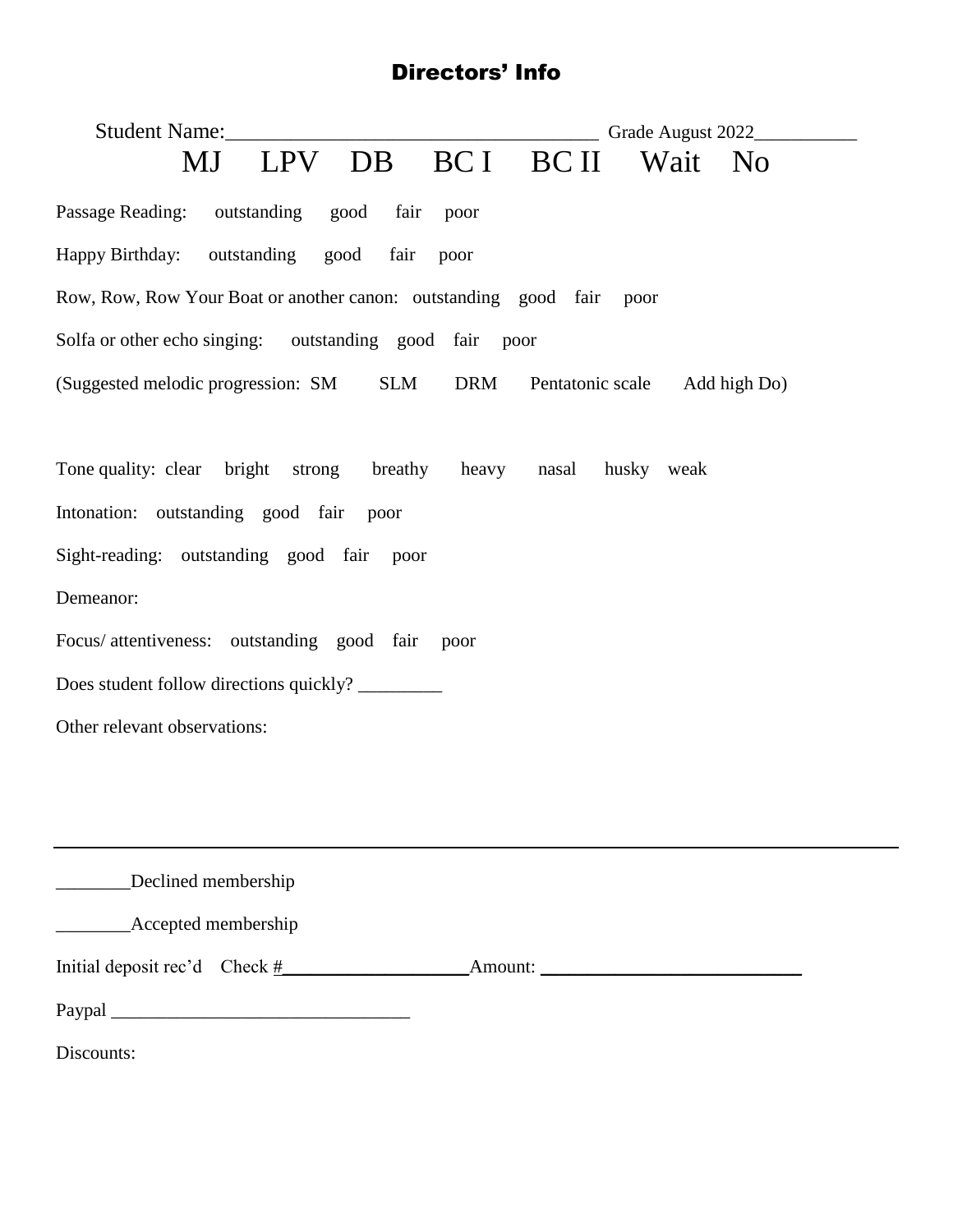# Directors' Info

Student Name:___________________________________ Grade August 2022__________

MJ LPV DB BC I BC II Wait No

Passage Reading: outstanding good fair poor

Happy Birthday: outstanding good fair poor

Row, Row, Row Your Boat or another canon: outstanding good fair poor

Solfa or other echo singing: outstanding good fair poor

(Suggested melodic progression: SM SLM DRM Pentatonic scale Add high Do)

Tone quality: clear bright strong breathy heavy nasal husky weak

Intonation: outstanding good fair poor

Sight-reading: outstanding good fair poor

Demeanor:

Focus/ attentiveness: outstanding good fair poor

Does student follow directions quickly? _________

Other relevant observations:

---

________Declined membership

________Accepted membership

Initial deposit rec'd Check #____________________Amount: ____________________________

Paypal ________________________________

Discounts: